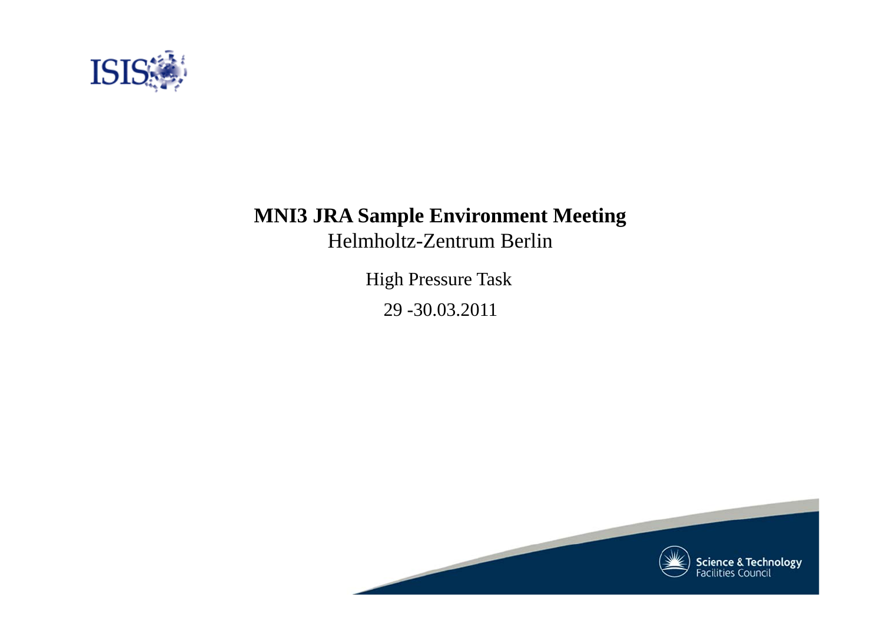# MNI3 JRA Sample Environment Meeting

Helmholtz-Zentrum Berlin

High Pressure Task

29 -30.03.2011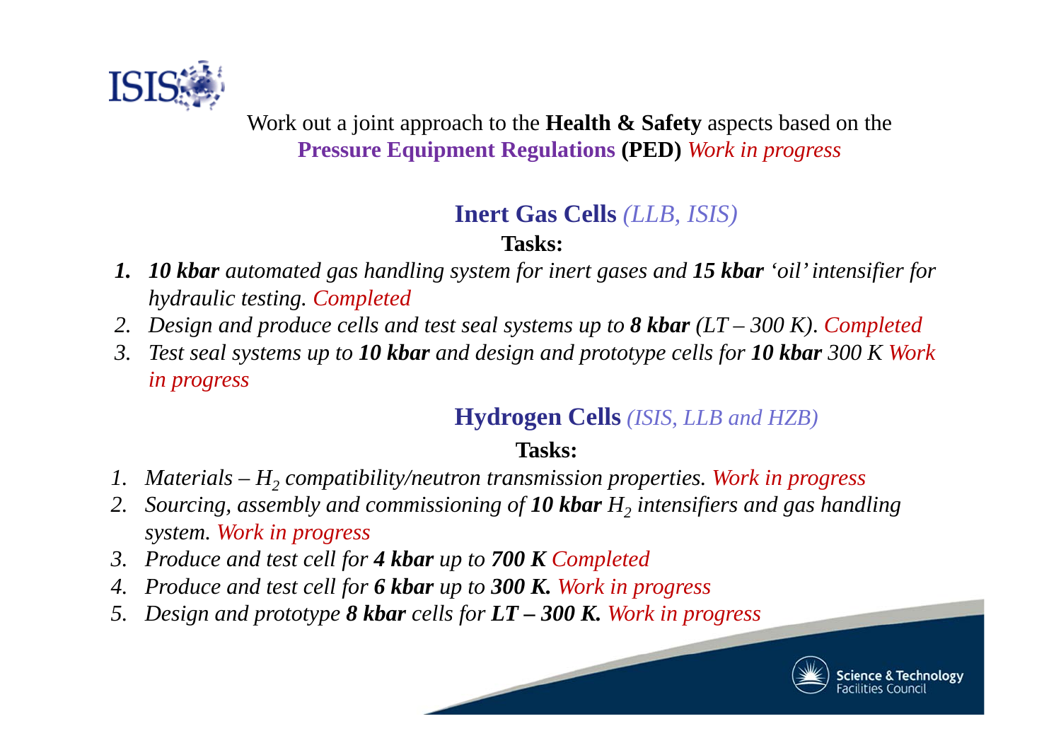Work out a joint approach to the **Health & Safety** aspects based on the **Pressure Equipment Regulations (PED)** *Work in progress*

## Inert Gas Cells *(LLB, ISIS)*

**Tasks:**

1. ***10 kbar*** *automated gas handling system for inert gases and* ***15 kbar*** *'oil' intensifier for hydraulic testing. Completed*
2. *Design and produce cells and test seal systems up to* ***8 kbar*** *(LT – 300 K). Completed*
3. *Test seal systems up to* ***10 kbar*** *and design and prototype cells for* ***10 kbar*** *300 K Work in progress*

## Hydrogen Cells *(ISIS, LLB and HZB)*

**Tasks:**

1. *Materials – $H_2$ compatibility/neutron transmission properties. Work in progress*
2. *Sourcing, assembly and commissioning of* ***10 kbar*** *$H_2$ intensifiers and gas handling system. Work in progress*
3. *Produce and test cell for* ***4 kbar*** *up to* ***700 K*** *Completed*
4. *Produce and test cell for* ***6 kbar*** *up to* ***300 K.*** *Work in progress*
5. *Design and prototype* ***8 kbar*** *cells for* ***LT – 300 K.*** *Work in progress*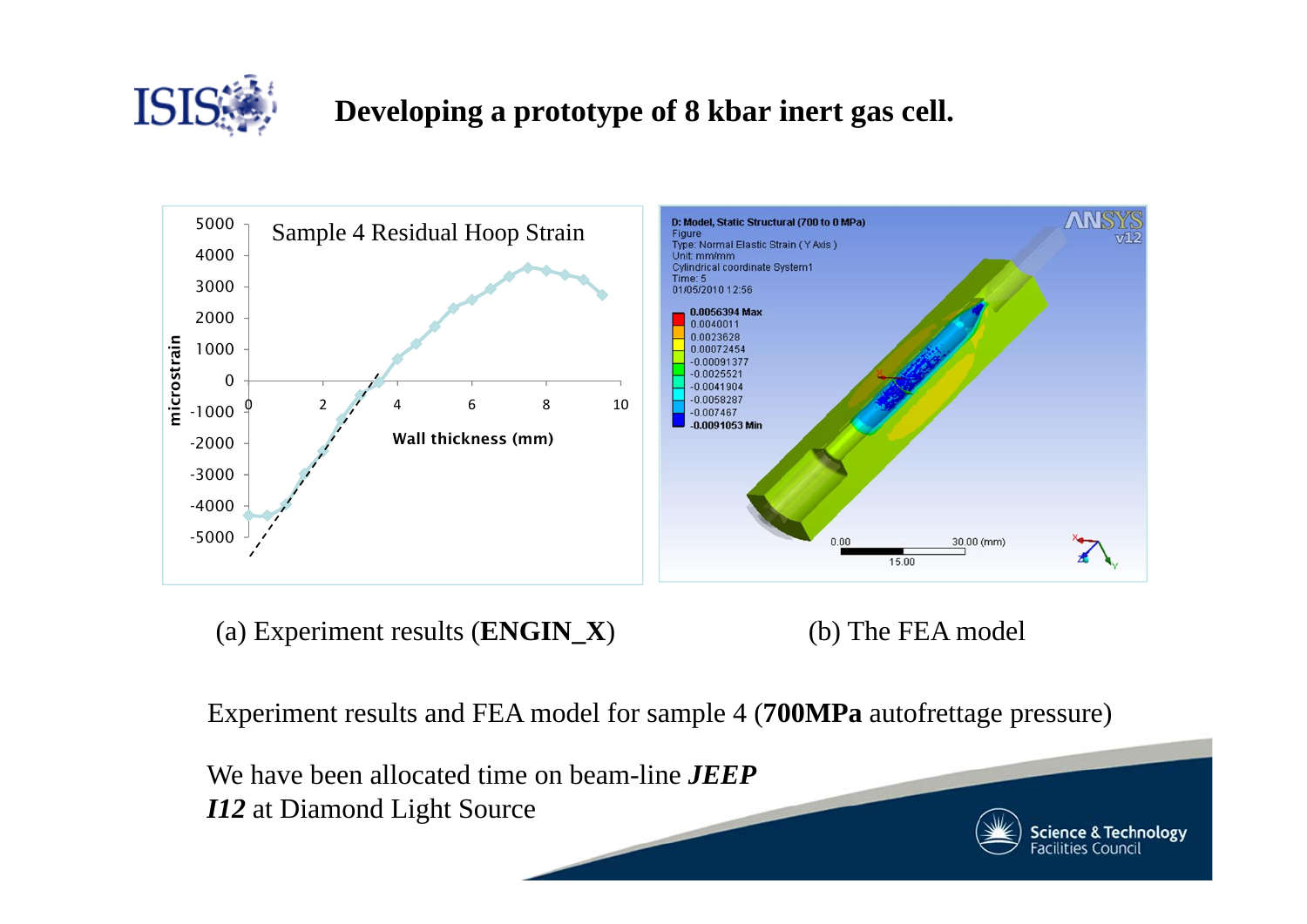## Developing a prototype of 8 kbar inert gas cell.

(a) Experiment results (**ENGIN_X**)

(b) The FEA model

Experiment results and FEA model for sample 4 (**700MPa** autofrettage pressure)

We have been allocated time on beam-line ***JEEP I12*** at Diamond Light Source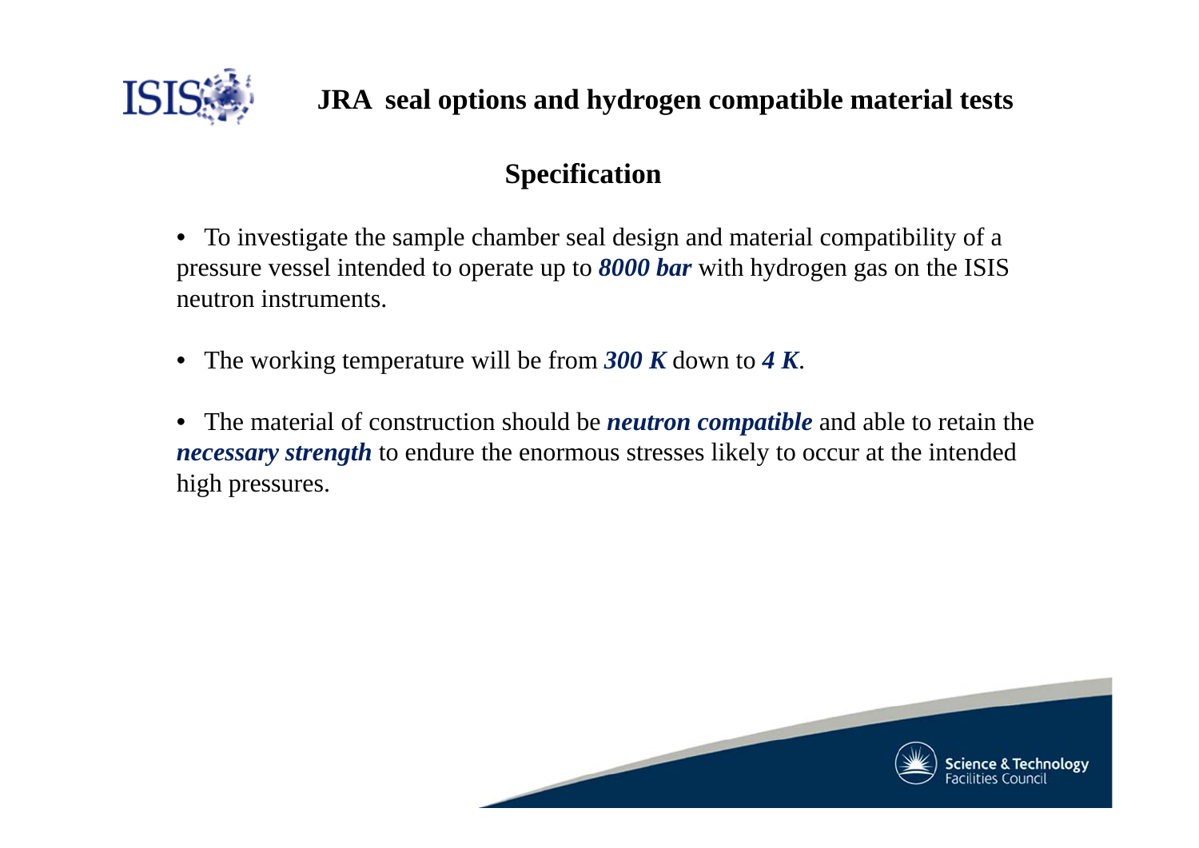## JRA seal options and hydrogen compatible material tests

### Specification

- To investigate the sample chamber seal design and material compatibility of a pressure vessel intended to operate up to ***8000 bar*** with hydrogen gas on the ISIS neutron instruments.
- The working temperature will be from ***300 K*** down to ***4 K***.
- The material of construction should be ***neutron compatible*** and able to retain the ***necessary strength*** to endure the enormous stresses likely to occur at the intended high pressures.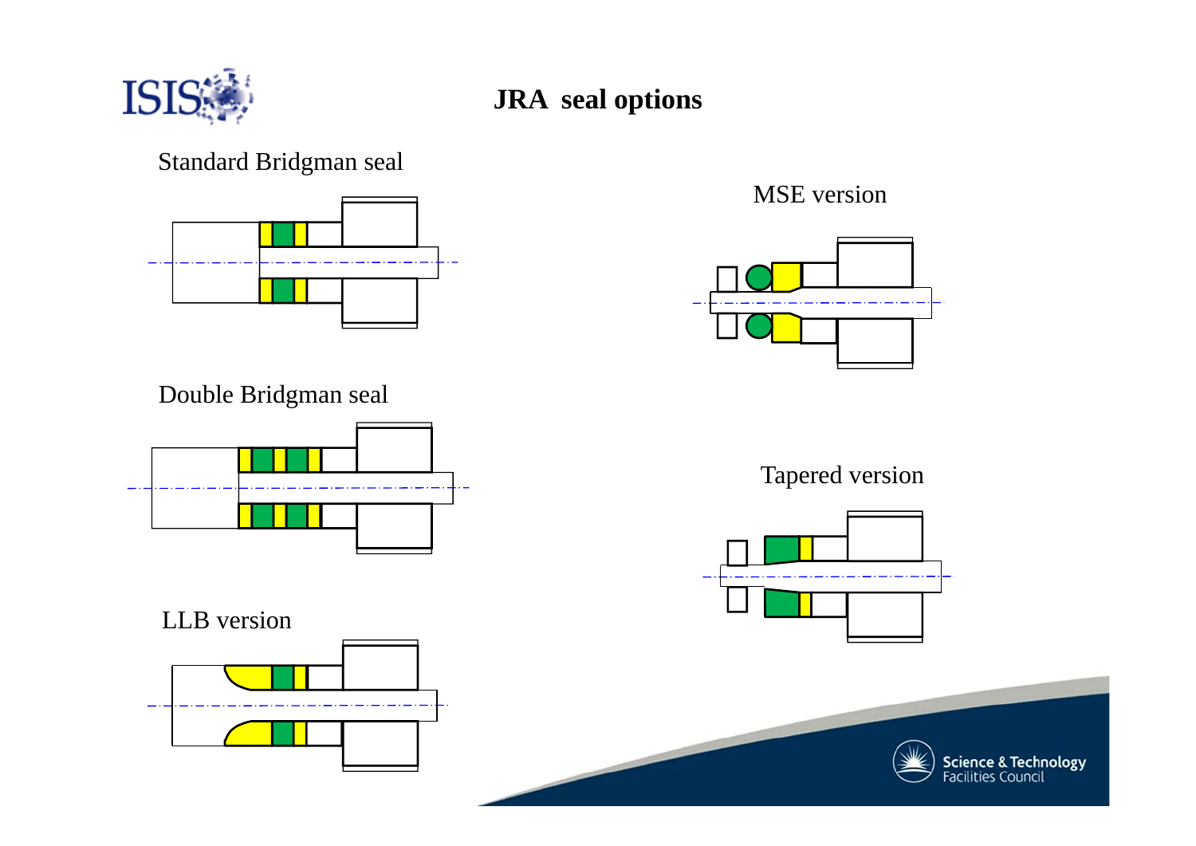# JRA seal options

Standard Bridgman seal

Double Bridgman seal

LLB version

MSE version

Tapered version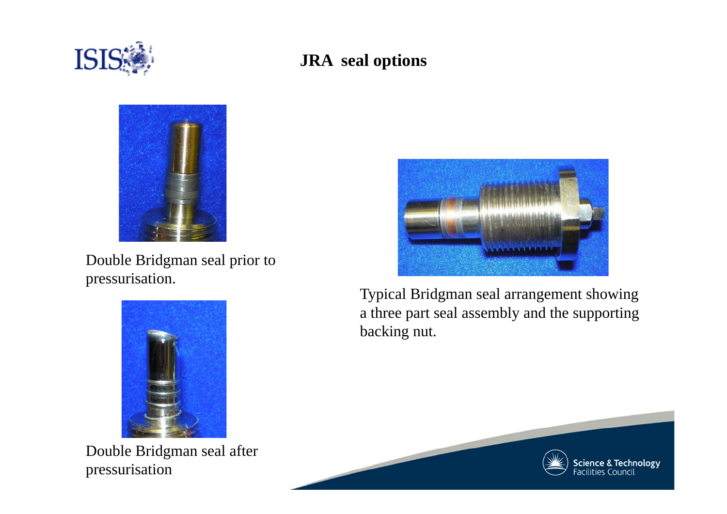# JRA seal options

Double Bridgman seal prior to pressurisation.

Double Bridgman seal after pressurisation

Typical Bridgman seal arrangement showing a three part seal assembly and the supporting backing nut.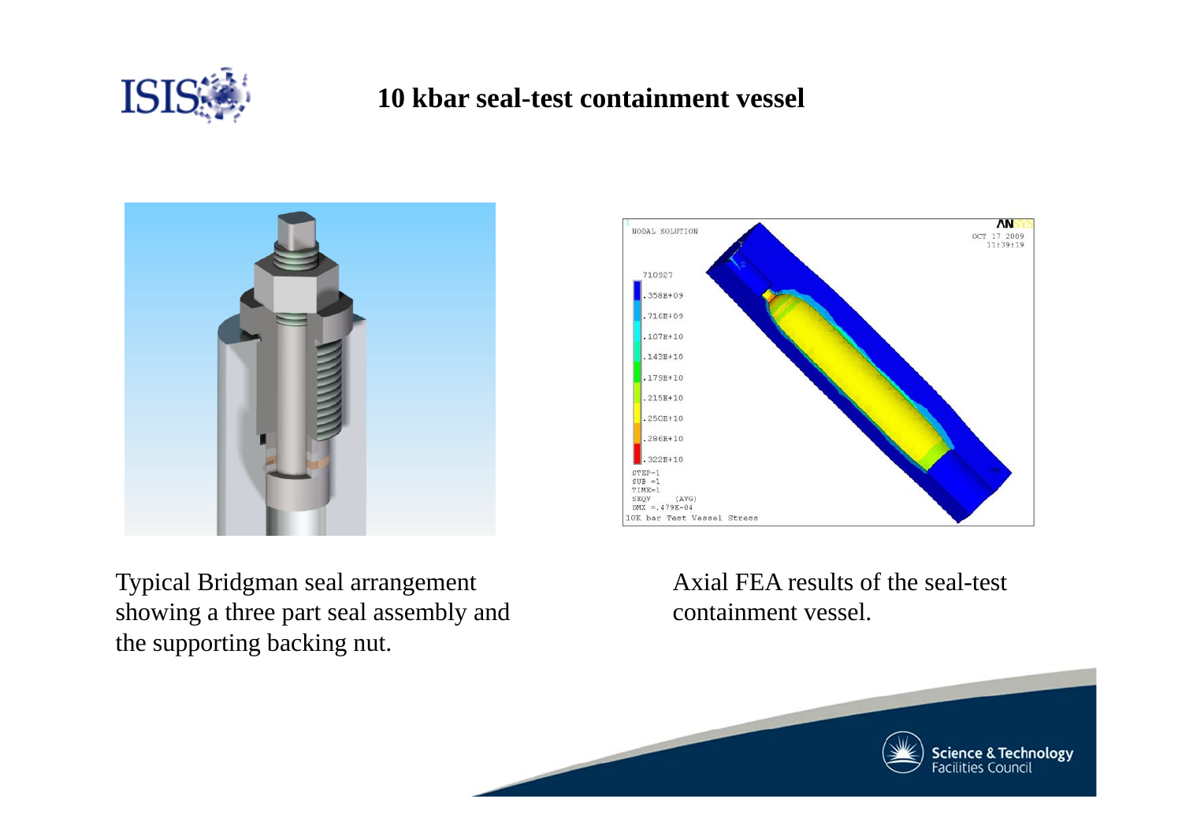# 10 kbar seal-test containment vessel

Typical Bridgman seal arrangement showing a three part seal assembly and the supporting backing nut.

Axial FEA results of the seal-test containment vessel.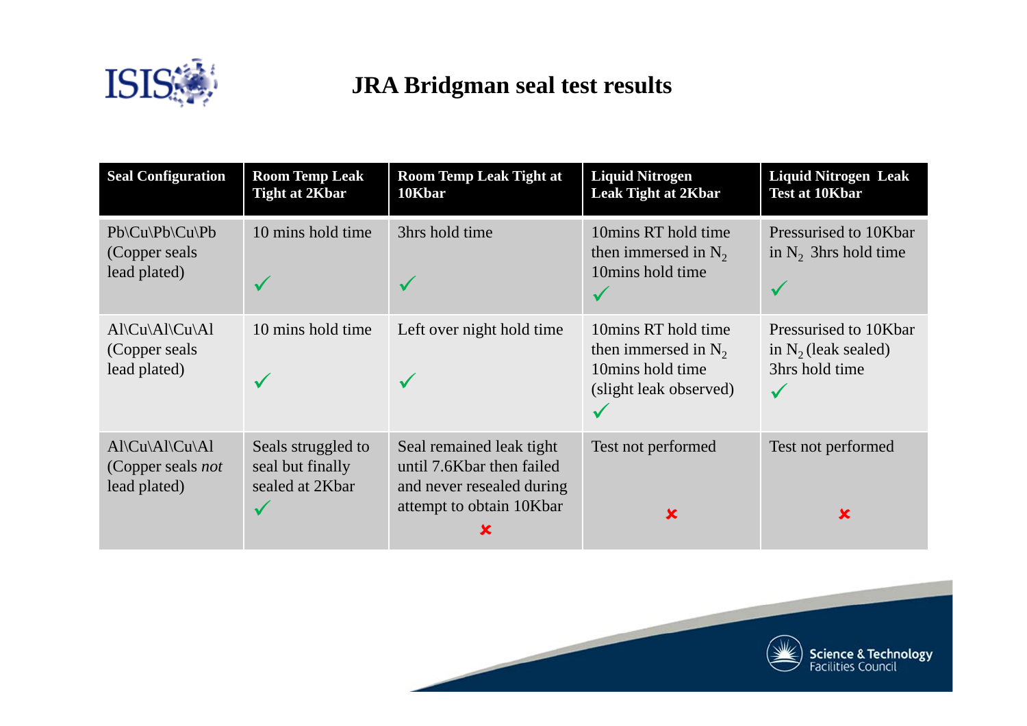# JRA Bridgman seal test results

| Seal Configuration | Room Temp Leak Tight at 2Kbar | Room Temp Leak Tight at 10Kbar | Liquid Nitrogen Leak Tight at 2Kbar | Liquid Nitrogen Leak Test at 10Kbar |
|---|---|---|---|---|
| Pb\Cu\Pb\Cu\Pb (Copper seals lead plated) | 10 mins hold time ✓ | 3hrs hold time ✓ | 10mins RT hold time then immersed in $N_2$ 10mins hold time ✓ | Pressurised to 10Kbar in $N_2$ 3hrs hold time ✓ |
| Al\Cu\Al\Cu\Al (Copper seals lead plated) | 10 mins hold time ✓ | Left over night hold time ✓ | 10mins RT hold time then immersed in $N_2$ 10mins hold time (slight leak observed) ✓ | Pressurised to 10Kbar in $N_2$ (leak sealed) 3hrs hold time ✓ |
| Al\Cu\Al\Cu\Al (Copper seals *not* lead plated) | Seals struggled to seal but finally sealed at 2Kbar ✓ | Seal remained leak tight until 7.6Kbar then failed and never resealed during attempt to obtain 10Kbar ✘ | Test not performed ✘ | Test not performed ✘ |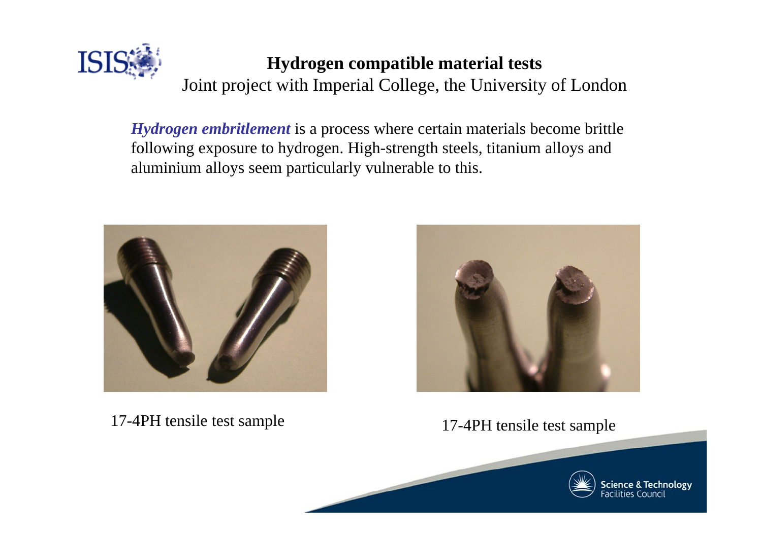## Hydrogen compatible material tests

Joint project with Imperial College, the University of London

***Hydrogen embritlement*** is a process where certain materials become brittle following exposure to hydrogen. High-strength steels, titanium alloys and aluminium alloys seem particularly vulnerable to this.

17-4PH tensile test sample

17-4PH tensile test sample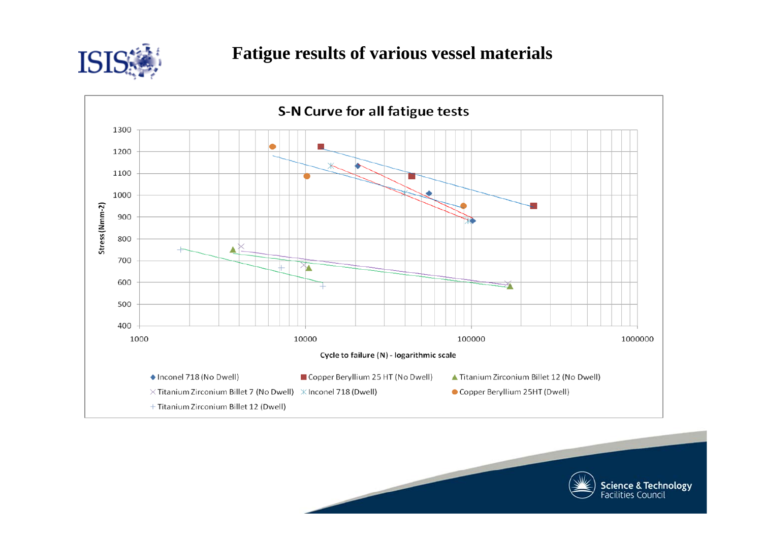# Fatigue results of various vessel materials

**S-N Curve for all fatigue tests**

Stress (Nmm-2)

1300, 1200, 1100, 1000, 900, 800, 700, 600, 500, 400

1000, 10000, 100000, 1000000

Cycle to failure (N) - logarithmic scale

- Inconel 718 (No Dwell)
- Copper Beryllium 25 HT (No Dwell)
- Titanium Zirconium Billet 12 (No Dwell)
- Titanium Zirconium Billet 7 (No Dwell)
- Inconel 718 (Dwell)
- Copper Beryllium 25HT (Dwell)
- Titanium Zirconium Billet 12 (Dwell)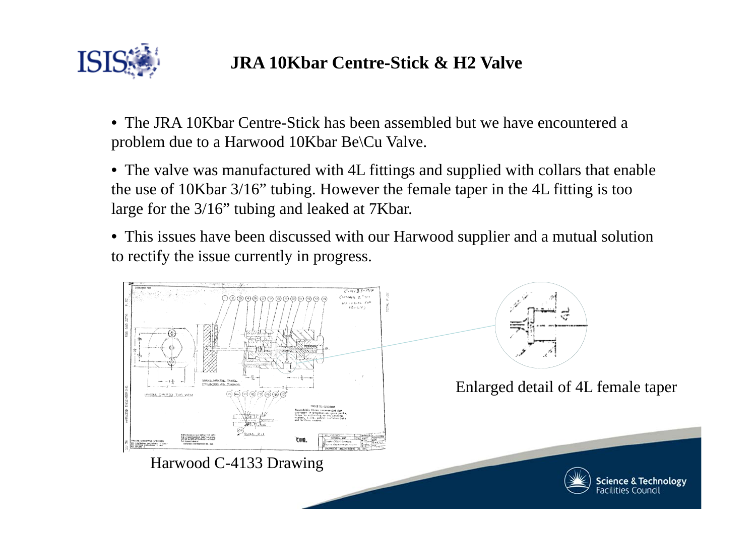## JRA 10Kbar Centre-Stick & H2 Valve

- The JRA 10Kbar Centre-Stick has been assembled but we have encountered a problem due to a Harwood 10Kbar Be\Cu Valve.
- The valve was manufactured with 4L fittings and supplied with collars that enable the use of 10Kbar 3/16" tubing. However the female taper in the 4L fitting is too large for the 3/16" tubing and leaked at 7Kbar.
- This issues have been discussed with our Harwood supplier and a mutual solution to rectify the issue currently in progress.

Harwood C-4133 Drawing

Enlarged detail of 4L female taper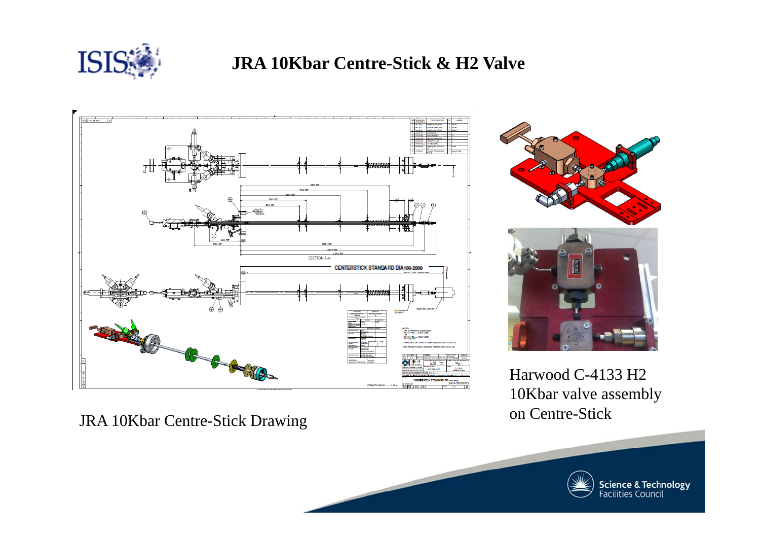# JRA 10Kbar Centre-Stick & H2 Valve

JRA 10Kbar Centre-Stick Drawing

Harwood C-4133 H2 10Kbar valve assembly on Centre-Stick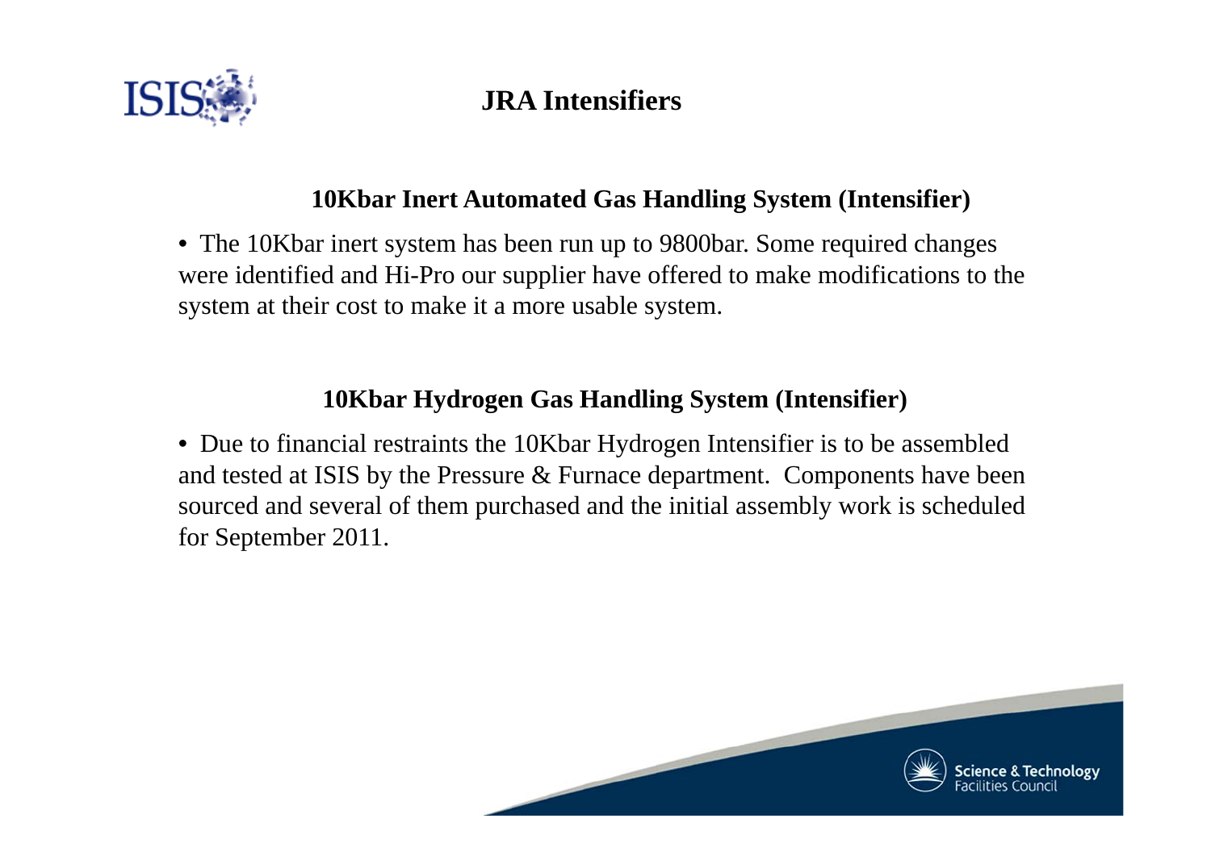# JRA Intensifiers

## 10Kbar Inert Automated Gas Handling System (Intensifier)

- The 10Kbar inert system has been run up to 9800bar. Some required changes were identified and Hi-Pro our supplier have offered to make modifications to the system at their cost to make it a more usable system.

## 10Kbar Hydrogen Gas Handling System (Intensifier)

- Due to financial restraints the 10Kbar Hydrogen Intensifier is to be assembled and tested at ISIS by the Pressure & Furnace department. Components have been sourced and several of them purchased and the initial assembly work is scheduled for September 2011.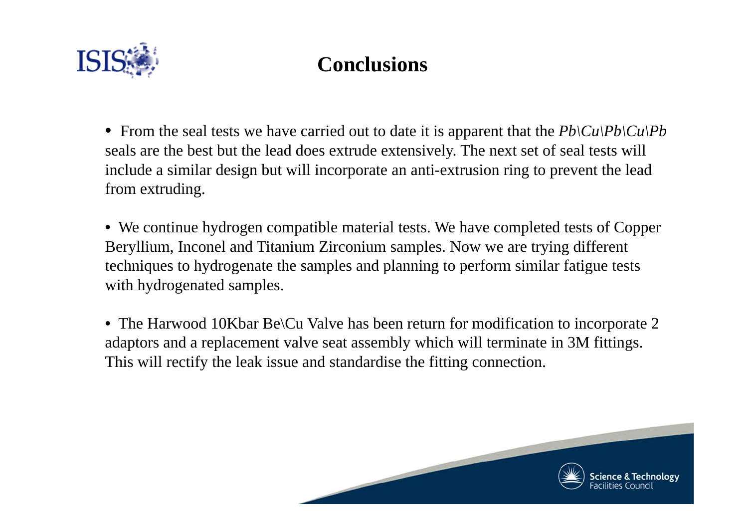# Conclusions

- From the seal tests we have carried out to date it is apparent that the *Pb\Cu\Pb\Cu\Pb* seals are the best but the lead does extrude extensively. The next set of seal tests will include a similar design but will incorporate an anti-extrusion ring to prevent the lead from extruding.

- We continue hydrogen compatible material tests. We have completed tests of Copper Beryllium, Inconel and Titanium Zirconium samples. Now we are trying different techniques to hydrogenate the samples and planning to perform similar fatigue tests with hydrogenated samples.

- The Harwood 10Kbar Be\Cu Valve has been return for modification to incorporate 2 adaptors and a replacement valve seat assembly which will terminate in 3M fittings. This will rectify the leak issue and standardise the fitting connection.